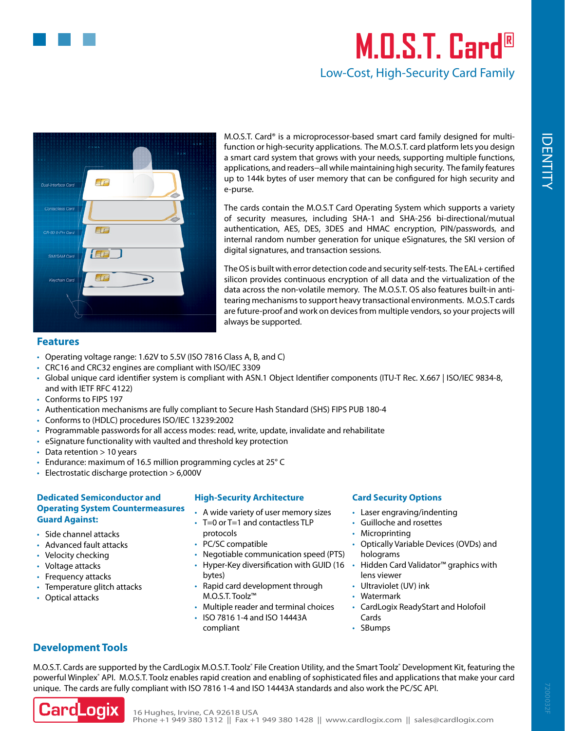# M.O.S.T. Card®

## Low-Cost, High-Security Card Family

M.O.S.T. Card® is a microprocessor-based smart card family designed for multi-function or high-security applications. The M.O.S.T. card platform lets you design a smart card system that grows with your needs, supporting multiple functions, applications, and readers–all while maintaining high security. The family features up to 144k bytes of user memory that can be configured for high security and e-purse.

The cards contain the M.O.S.T Card Operating System which supports a variety of security measures, including SHA-1 and SHA-256 bi-directional/mutual authentication, AES, DES, 3DES and HMAC encryption, PIN/passwords, and internal random number generation for unique eSignatures, the SKI version of digital signatures, and transaction sessions.

The OS is built with error detection code and security self-tests. The EAL+ certified silicon provides continuous encryption of all data and the virtualization of the data across the non-volatile memory. The M.O.S.T. OS also features built-in anti-tearing mechanisms to support heavy transactional environments. M.O.S.T cards are future-proof and work on devices from multiple vendors, so your projects will always be supported.

### Features

- Operating voltage range: 1.62V to 5.5V (ISO 7816 Class A, B, and C)
- CRC16 and CRC32 engines are compliant with ISO/IEC 3309
- Global unique card identifier system is compliant with ASN.1 Object Identifier components (ITU-T Rec. X.667 | ISO/IEC 9834-8, and with IETF RFC 4122)
- Conforms to FIPS 197
- Authentication mechanisms are fully compliant to Secure Hash Standard (SHS) FIPS PUB 180-4
- Conforms to (HDLC) procedures ISO/IEC 13239:2002
- Programmable passwords for all access modes: read, write, update, invalidate and rehabilitate
- eSignature functionality with vaulted and threshold key protection
- Data retention > 10 years
- Endurance: maximum of 16.5 million programming cycles at 25° C
- Electrostatic discharge protection > 6,000V

### Dedicated Semiconductor and Operating System Countermeasures Guard Against:

- Side channel attacks
- Advanced fault attacks
- Velocity checking
- Voltage attacks
- Frequency attacks
- Temperature glitch attacks
- Optical attacks

### High-Security Architecture

- A wide variety of user memory sizes
- T=0 or T=1 and contactless TLP protocols
- PC/SC compatible
- Negotiable communication speed (PTS)
- Hyper-Key diversification with GUID (16 bytes)
- Rapid card development through M.O.S.T. Toolz™
- Multiple reader and terminal choices
- ISO 7816 1-4 and ISO 14443A compliant

### Card Security Options

- Laser engraving/indenting
- Guilloche and rosettes
- Microprinting
- Optically Variable Devices (OVDs) and holograms
- Hidden Card Validator™ graphics with lens viewer
- Ultraviolet (UV) ink
- Watermark
- CardLogix ReadyStart and Holofoil Cards
- SBumps

### Development Tools

M.O.S.T. Cards are supported by the CardLogix M.O.S.T. Toolz® File Creation Utility, and the Smart Toolz® Development Kit, featuring the powerful Winplex® API. M.O.S.T. Toolz enables rapid creation and enabling of sophisticated files and applications that make your card unique. The cards are fully compliant with ISO 7816 1-4 and ISO 14443A standards and also work the PC/SC API.

CardLogix

16 Hughes, Irvine, CA 92618 USA
Phone +1 949 380 1312 || Fax +1 949 380 1428 || www.cardlogix.com || sales@cardlogix.com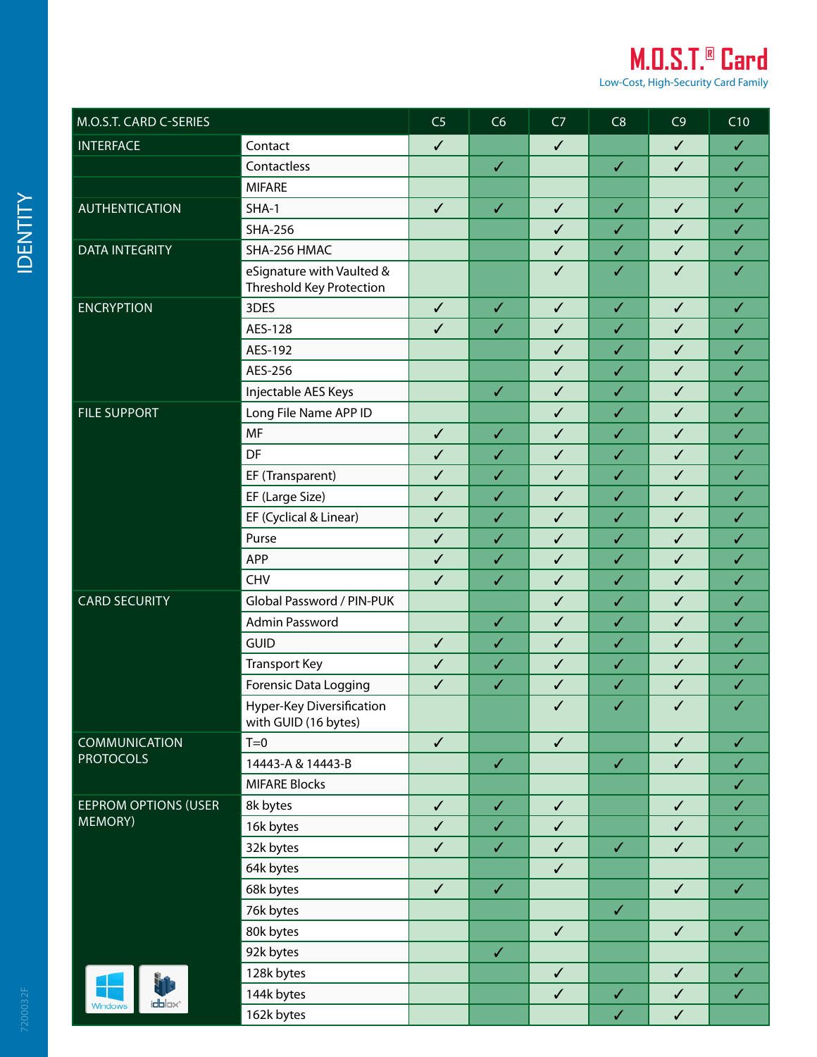# M.O.S.T.® Card

Low-Cost, High-Security Card Family

| M.O.S.T. CARD C-SERIES | | C5 | C6 | C7 | C8 | C9 | C10 |
|---|---|---|---|---|---|---|---|
| INTERFACE | Contact | ✓ | | ✓ | | ✓ | ✓ |
| | Contactless | | ✓ | | ✓ | ✓ | ✓ |
| | MIFARE | | | | | | ✓ |
| AUTHENTICATION | SHA-1 | ✓ | ✓ | ✓ | ✓ | ✓ | ✓ |
| | SHA-256 | | | ✓ | ✓ | ✓ | ✓ |
| DATA INTEGRITY | SHA-256 HMAC | | | ✓ | ✓ | ✓ | ✓ |
| | eSignature with Vaulted & Threshold Key Protection | | | ✓ | ✓ | ✓ | ✓ |
| ENCRYPTION | 3DES | ✓ | ✓ | ✓ | ✓ | ✓ | ✓ |
| | AES-128 | ✓ | ✓ | ✓ | ✓ | ✓ | ✓ |
| | AES-192 | | | ✓ | ✓ | ✓ | ✓ |
| | AES-256 | | | ✓ | ✓ | ✓ | ✓ |
| | Injectable AES Keys | | ✓ | ✓ | ✓ | ✓ | ✓ |
| FILE SUPPORT | Long File Name APP ID | | | ✓ | ✓ | ✓ | ✓ |
| | MF | ✓ | ✓ | ✓ | ✓ | ✓ | ✓ |
| | DF | ✓ | ✓ | ✓ | ✓ | ✓ | ✓ |
| | EF (Transparent) | ✓ | ✓ | ✓ | ✓ | ✓ | ✓ |
| | EF (Large Size) | ✓ | ✓ | ✓ | ✓ | ✓ | ✓ |
| | EF (Cyclical & Linear) | ✓ | ✓ | ✓ | ✓ | ✓ | ✓ |
| | Purse | ✓ | ✓ | ✓ | ✓ | ✓ | ✓ |
| | APP | ✓ | ✓ | ✓ | ✓ | ✓ | ✓ |
| | CHV | ✓ | ✓ | ✓ | ✓ | ✓ | ✓ |
| CARD SECURITY | Global Password / PIN-PUK | | | ✓ | ✓ | ✓ | ✓ |
| | Admin Password | | ✓ | ✓ | ✓ | ✓ | ✓ |
| | GUID | ✓ | ✓ | ✓ | ✓ | ✓ | ✓ |
| | Transport Key | ✓ | ✓ | ✓ | ✓ | ✓ | ✓ |
| | Forensic Data Logging | ✓ | ✓ | ✓ | ✓ | ✓ | ✓ |
| | Hyper-Key Diversification with GUID (16 bytes) | | | ✓ | ✓ | ✓ | ✓ |
| COMMUNICATION PROTOCOLS | T=0 | ✓ | | ✓ | | ✓ | ✓ |
| | 14443-A & 14443-B | | ✓ | | ✓ | ✓ | ✓ |
| | MIFARE Blocks | | | | | | ✓ |
| EEPROM OPTIONS (USER MEMORY) | 8k bytes | ✓ | ✓ | ✓ | | ✓ | ✓ |
| | 16k bytes | ✓ | ✓ | ✓ | | ✓ | ✓ |
| | 32k bytes | ✓ | ✓ | ✓ | ✓ | ✓ | ✓ |
| | 64k bytes | | | ✓ | | | |
| | 68k bytes | ✓ | ✓ | | | ✓ | ✓ |
| | 76k bytes | | | | ✓ | | |
| | 80k bytes | | | ✓ | | ✓ | ✓ |
| | 92k bytes | | ✓ | | | | |
| | 128k bytes | | | ✓ | | ✓ | ✓ |
| | 144k bytes | | | ✓ | ✓ | ✓ | ✓ |
| | 162k bytes | | | | ✓ | ✓ | |

Windows idblox

7200032F